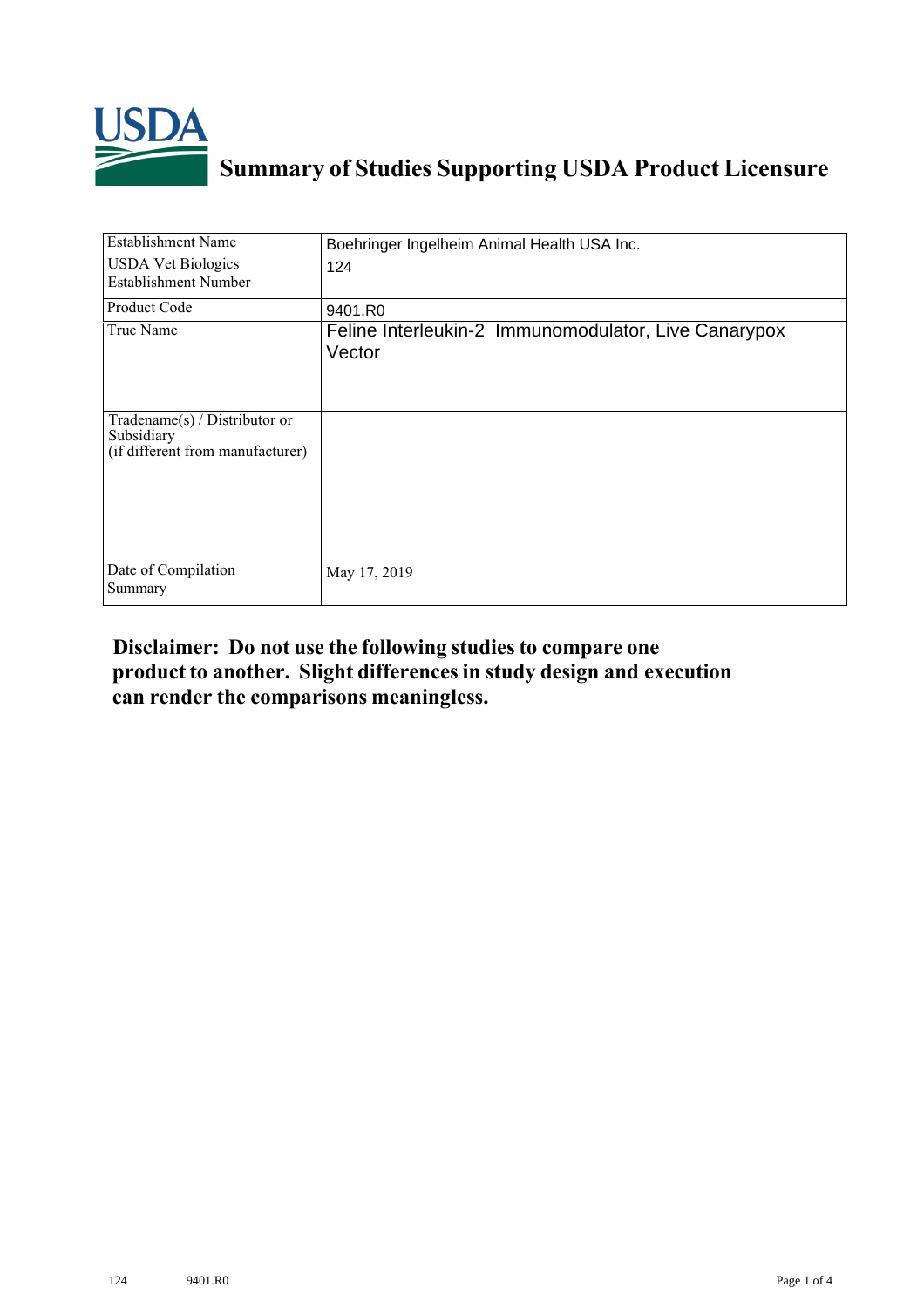# Summary of Studies Supporting USDA Product Licensure

| Establishment Name | Boehringer Ingelheim Animal Health USA Inc. |
|---|---|
| USDA Vet Biologics Establishment Number | 124 |
| Product Code | 9401.R0 |
| True Name | Feline Interleukin-2 Immunomodulator, Live Canarypox Vector |
| Tradename(s) / Distributor or Subsidiary (if different from manufacturer) | |
| Date of Compilation Summary | May 17, 2019 |

**Disclaimer: Do not use the following studies to compare one product to another. Slight differences in study design and execution can render the comparisons meaningless.**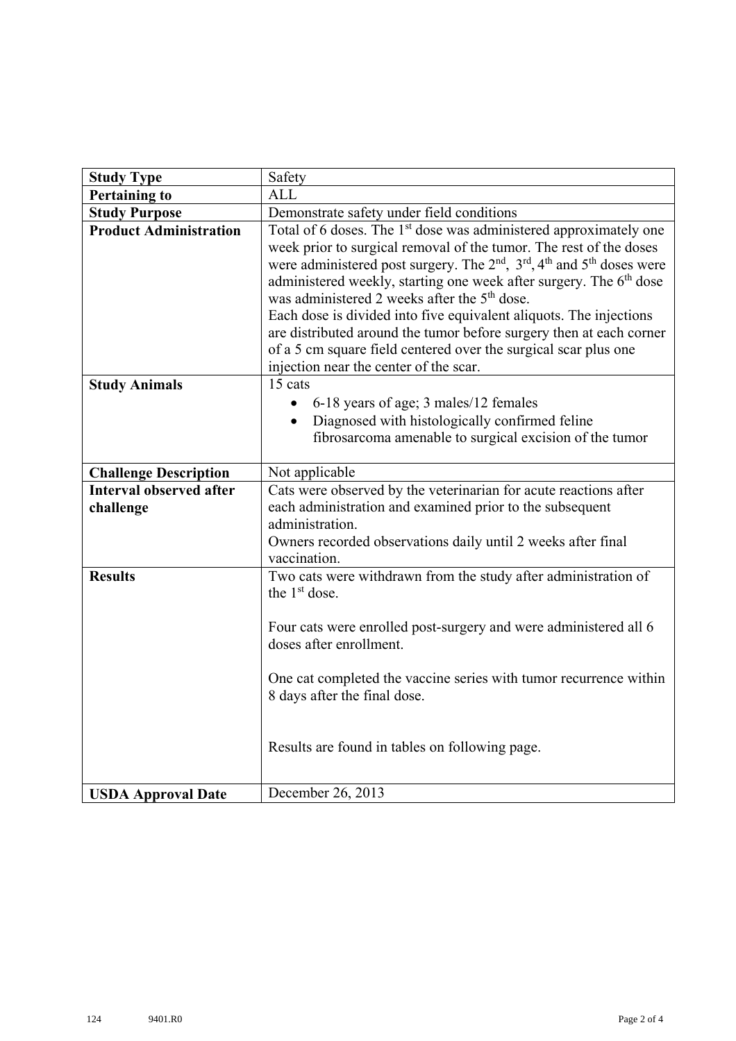| Study Type | Safety |
|---|---|
| **Pertaining to** | ALL |
| **Study Purpose** | Demonstrate safety under field conditions |
| **Product Administration** | Total of 6 doses. The 1st dose was administered approximately one week prior to surgical removal of the tumor. The rest of the doses were administered post surgery. The 2nd, 3rd, 4th and 5th doses were administered weekly, starting one week after surgery. The 6th dose was administered 2 weeks after the 5th dose.<br>Each dose is divided into five equivalent aliquots. The injections are distributed around the tumor before surgery then at each corner of a 5 cm square field centered over the surgical scar plus one injection near the center of the scar. |
| **Study Animals** | 15 cats<br>• 6-18 years of age; 3 males/12 females<br>• Diagnosed with histologically confirmed feline fibrosarcoma amenable to surgical excision of the tumor |
| **Challenge Description** | Not applicable |
| **Interval observed after challenge** | Cats were observed by the veterinarian for acute reactions after each administration and examined prior to the subsequent administration.<br>Owners recorded observations daily until 2 weeks after final vaccination. |
| **Results** | Two cats were withdrawn from the study after administration of the 1st dose.<br><br>Four cats were enrolled post-surgery and were administered all 6 doses after enrollment.<br><br>One cat completed the vaccine series with tumor recurrence within 8 days after the final dose.<br><br>Results are found in tables on following page. |
| **USDA Approval Date** | December 26, 2013 |

124 9401.R0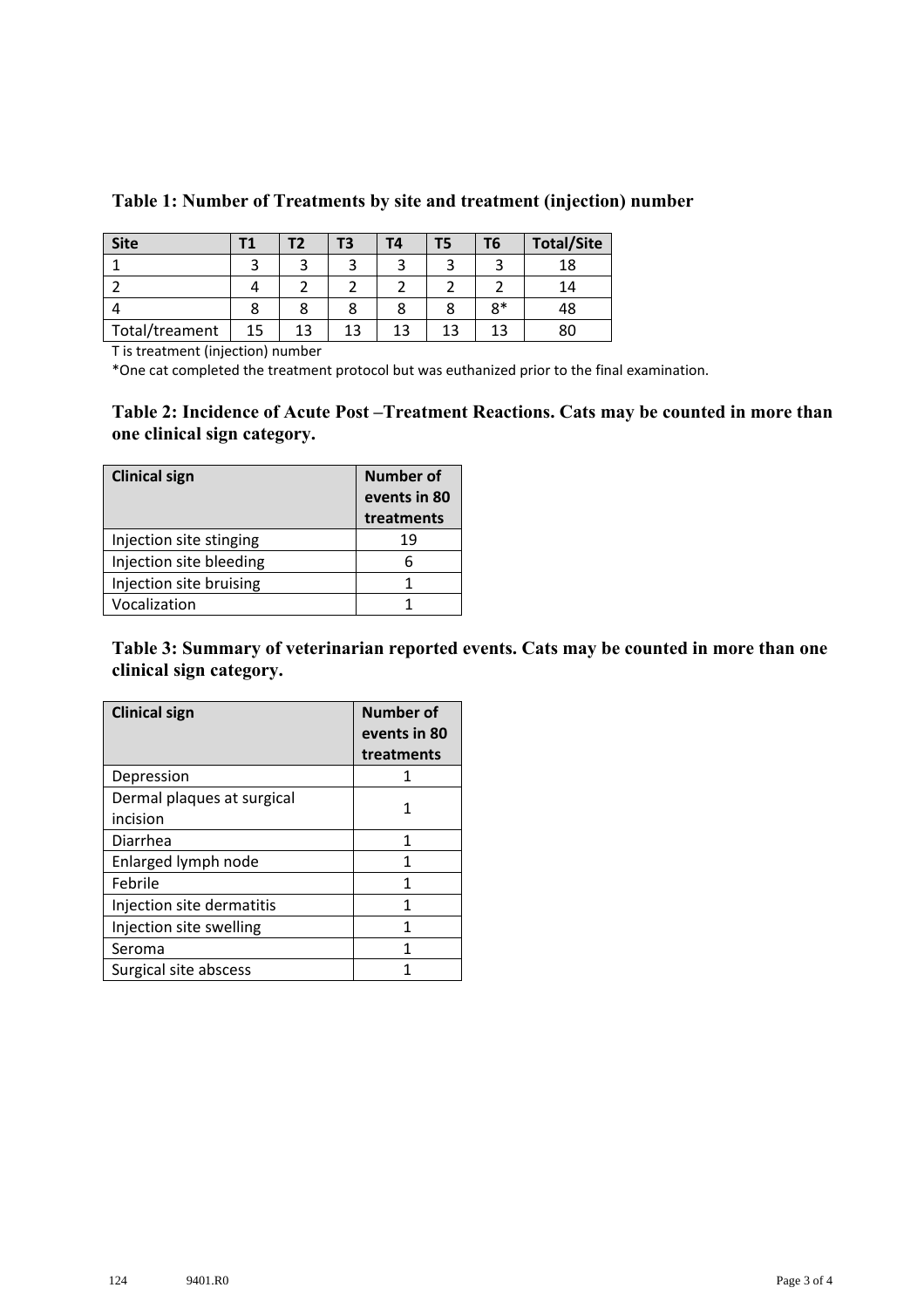**Table 1: Number of Treatments by site and treatment (injection) number**

| Site | T1 | T2 | T3 | T4 | T5 | T6 | Total/Site |
|---|---|---|---|---|---|---|---|
| 1 | 3 | 3 | 3 | 3 | 3 | 3 | 18 |
| 2 | 4 | 2 | 2 | 2 | 2 | 2 | 14 |
| 4 | 8 | 8 | 8 | 8 | 8 | 8* | 48 |
| Total/treament | 15 | 13 | 13 | 13 | 13 | 13 | 80 |

T is treatment (injection) number

*One cat completed the treatment protocol but was euthanized prior to the final examination.

**Table 2: Incidence of Acute Post –Treatment Reactions. Cats may be counted in more than one clinical sign category.**

| Clinical sign | Number of events in 80 treatments |
|---|---|
| Injection site stinging | 19 |
| Injection site bleeding | 6 |
| Injection site bruising | 1 |
| Vocalization | 1 |

**Table 3: Summary of veterinarian reported events. Cats may be counted in more than one clinical sign category.**

| Clinical sign | Number of events in 80 treatments |
|---|---|
| Depression | 1 |
| Dermal plaques at surgical incision | 1 |
| Diarrhea | 1 |
| Enlarged lymph node | 1 |
| Febrile | 1 |
| Injection site dermatitis | 1 |
| Injection site swelling | 1 |
| Seroma | 1 |
| Surgical site abscess | 1 |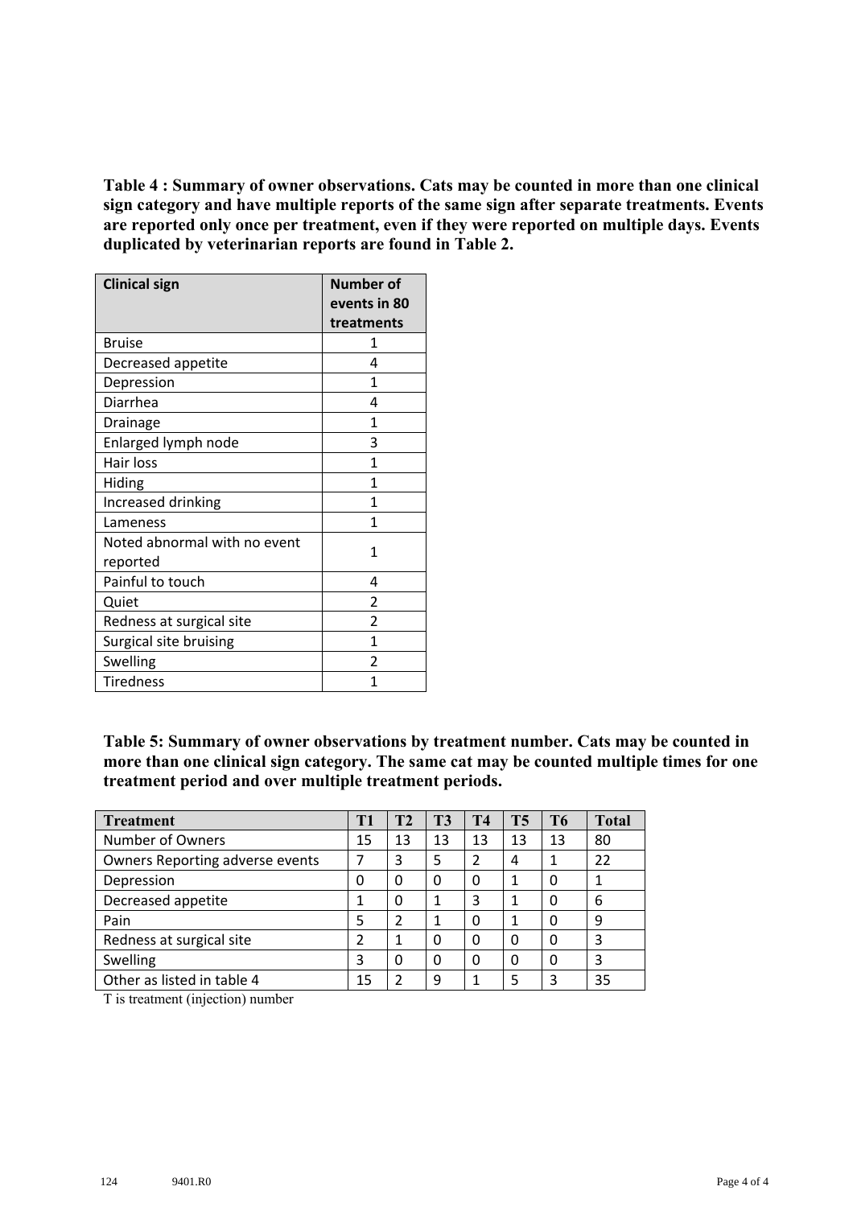**Table 4 : Summary of owner observations. Cats may be counted in more than one clinical sign category and have multiple reports of the same sign after separate treatments. Events are reported only once per treatment, even if they were reported on multiple days. Events duplicated by veterinarian reports are found in Table 2.**

| Clinical sign | Number of events in 80 treatments |
|---|---|
| Bruise | 1 |
| Decreased appetite | 4 |
| Depression | 1 |
| Diarrhea | 4 |
| Drainage | 1 |
| Enlarged lymph node | 3 |
| Hair loss | 1 |
| Hiding | 1 |
| Increased drinking | 1 |
| Lameness | 1 |
| Noted abnormal with no event reported | 1 |
| Painful to touch | 4 |
| Quiet | 2 |
| Redness at surgical site | 2 |
| Surgical site bruising | 1 |
| Swelling | 2 |
| Tiredness | 1 |

**Table 5: Summary of owner observations by treatment number. Cats may be counted in more than one clinical sign category. The same cat may be counted multiple times for one treatment period and over multiple treatment periods.**

| Treatment | T1 | T2 | T3 | T4 | T5 | T6 | Total |
|---|---|---|---|---|---|---|---|
| Number of Owners | 15 | 13 | 13 | 13 | 13 | 13 | 80 |
| Owners Reporting adverse events | 7 | 3 | 5 | 2 | 4 | 1 | 22 |
| Depression | 0 | 0 | 0 | 0 | 1 | 0 | 1 |
| Decreased appetite | 1 | 0 | 1 | 3 | 1 | 0 | 6 |
| Pain | 5 | 2 | 1 | 0 | 1 | 0 | 9 |
| Redness at surgical site | 2 | 1 | 0 | 0 | 0 | 0 | 3 |
| Swelling | 3 | 0 | 0 | 0 | 0 | 0 | 3 |
| Other as listed in table 4 | 15 | 2 | 9 | 1 | 5 | 3 | 35 |

T is treatment (injection) number